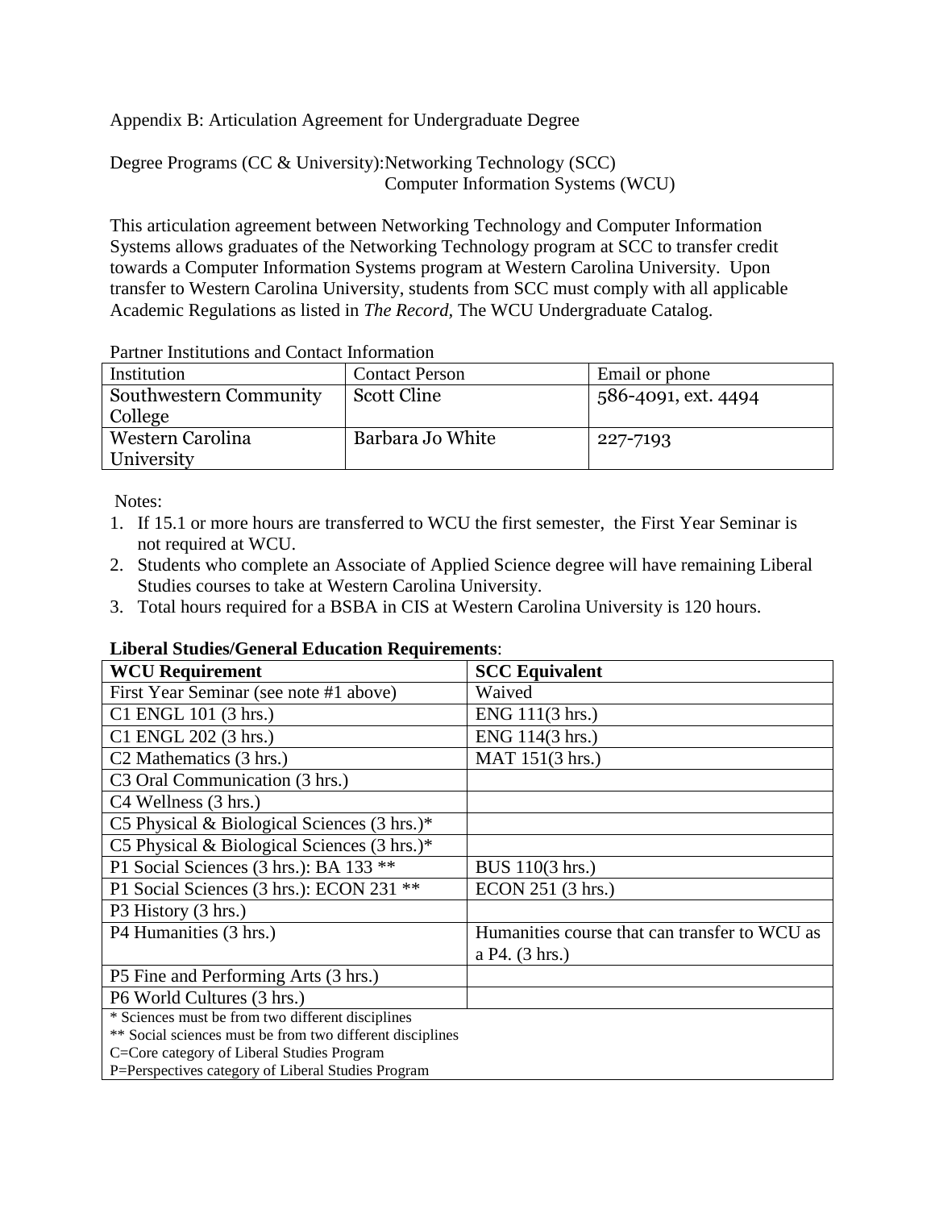Appendix B: Articulation Agreement for Undergraduate Degree

Degree Programs (CC & University): Networking Technology (SCC)
Computer Information Systems (WCU)

This articulation agreement between Networking Technology and Computer Information Systems allows graduates of the Networking Technology program at SCC to transfer credit towards a Computer Information Systems program at Western Carolina University. Upon transfer to Western Carolina University, students from SCC must comply with all applicable Academic Regulations as listed in *The Record,* The WCU Undergraduate Catalog.

Partner Institutions and Contact Information

| Institution | Contact Person | Email or phone |
|---|---|---|
| Southwestern Community College | Scott Cline | 586-4091, ext. 4494 |
| Western Carolina University | Barbara Jo White | 227-7193 |

Notes:

1. If 15.1 or more hours are transferred to WCU the first semester, the First Year Seminar is not required at WCU.
2. Students who complete an Associate of Applied Science degree will have remaining Liberal Studies courses to take at Western Carolina University.
3. Total hours required for a BSBA in CIS at Western Carolina University is 120 hours.

**Liberal Studies/General Education Requirements**:

| WCU Requirement | SCC Equivalent |
|---|---|
| First Year Seminar (see note #1 above) | Waived |
| C1 ENGL 101 (3 hrs.) | ENG 111(3 hrs.) |
| C1 ENGL 202 (3 hrs.) | ENG 114(3 hrs.) |
| C2 Mathematics (3 hrs.) | MAT 151(3 hrs.) |
| C3 Oral Communication (3 hrs.) | |
| C4 Wellness (3 hrs.) | |
| C5 Physical & Biological Sciences (3 hrs.)* | |
| C5 Physical & Biological Sciences (3 hrs.)* | |
| P1 Social Sciences (3 hrs.): BA 133 ** | BUS 110(3 hrs.) |
| P1 Social Sciences (3 hrs.): ECON 231 ** | ECON 251 (3 hrs.) |
| P3 History (3 hrs.) | |
| P4 Humanities (3 hrs.) | Humanities course that can transfer to WCU as a P4. (3 hrs.) |
| P5 Fine and Performing Arts (3 hrs.) | |
| P6 World Cultures (3 hrs.) | |

\* Sciences must be from two different disciplines
** Social sciences must be from two different disciplines
C=Core category of Liberal Studies Program
P=Perspectives category of Liberal Studies Program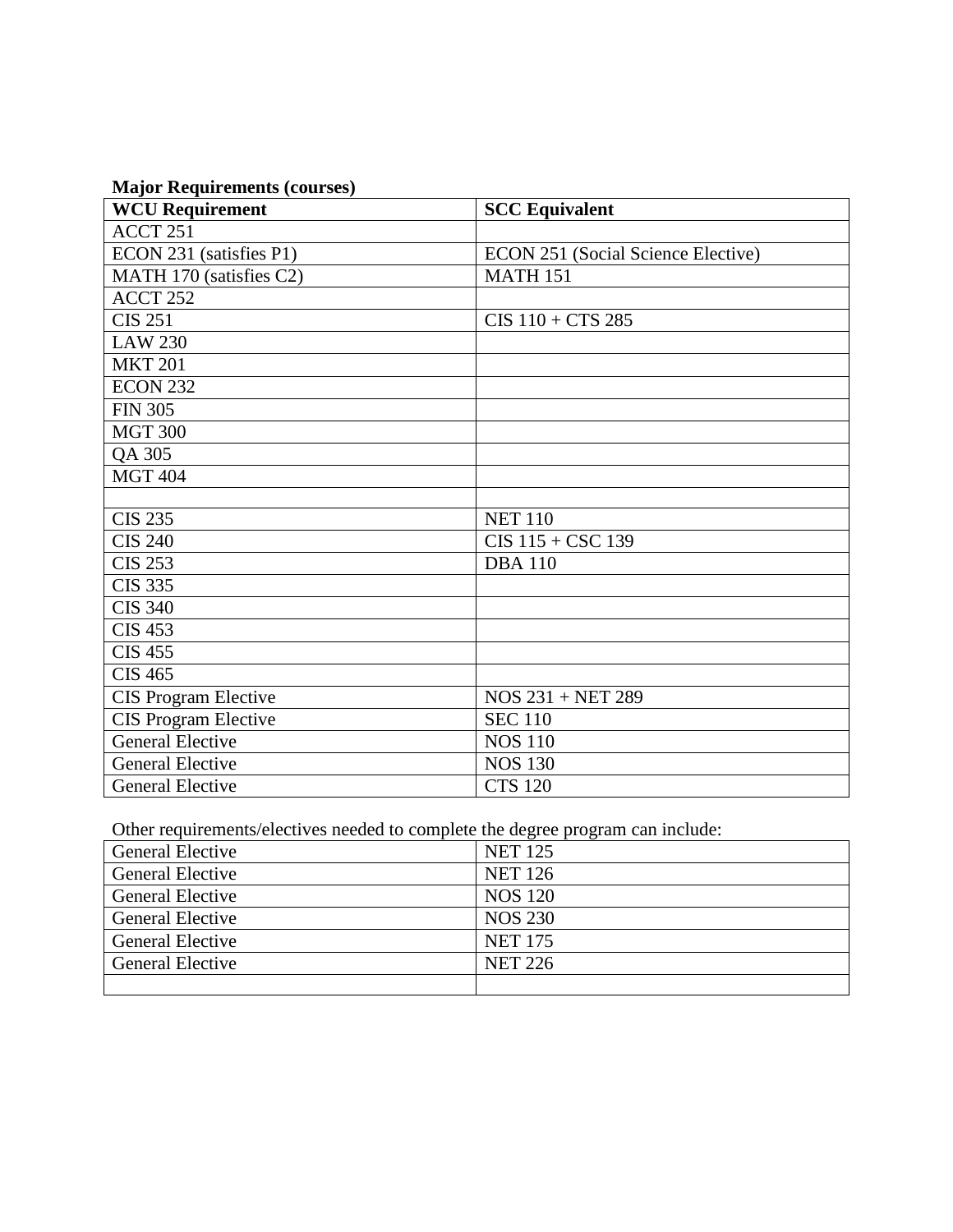**Major Requirements (courses)**

| WCU Requirement | SCC Equivalent |
|---|---|
| ACCT 251 | |
| ECON 231 (satisfies P1) | ECON 251 (Social Science Elective) |
| MATH 170 (satisfies C2) | MATH 151 |
| ACCT 252 | |
| CIS 251 | CIS 110 + CTS 285 |
| LAW 230 | |
| MKT 201 | |
| ECON 232 | |
| FIN 305 | |
| MGT 300 | |
| QA 305 | |
| MGT 404 | |
| | |
| CIS 235 | NET 110 |
| CIS 240 | CIS 115 + CSC 139 |
| CIS 253 | DBA 110 |
| CIS 335 | |
| CIS 340 | |
| CIS 453 | |
| CIS 455 | |
| CIS 465 | |
| CIS Program Elective | NOS 231 + NET 289 |
| CIS Program Elective | SEC 110 |
| General Elective | NOS 110 |
| General Elective | NOS 130 |
| General Elective | CTS 120 |

Other requirements/electives needed to complete the degree program can include:

| | |
|---|---|
| General Elective | NET 125 |
| General Elective | NET 126 |
| General Elective | NOS 120 |
| General Elective | NOS 230 |
| General Elective | NET 175 |
| General Elective | NET 226 |
| | |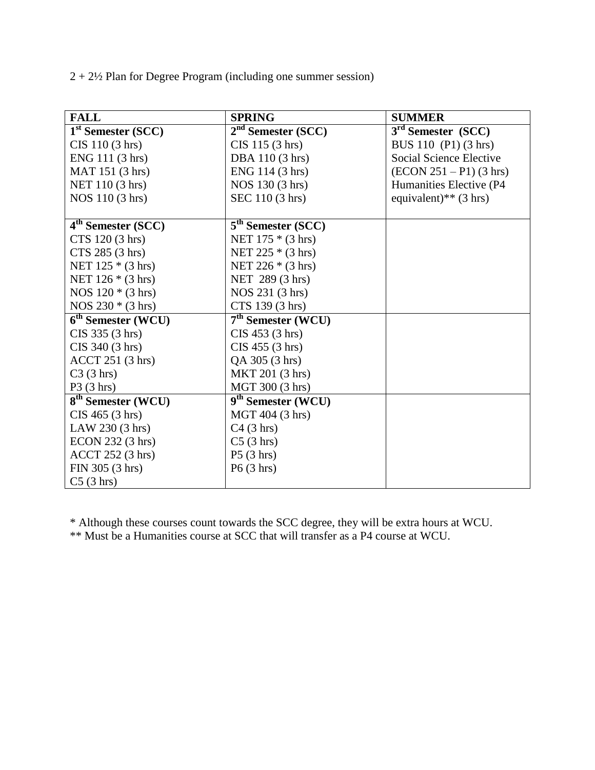2 + 2½ Plan for Degree Program (including one summer session)

| FALL | SPRING | SUMMER |
|---|---|---|
| **1st Semester (SCC)**<br>CIS 110 (3 hrs)<br>ENG 111 (3 hrs)<br>MAT 151 (3 hrs)<br>NET 110 (3 hrs)<br>NOS 110 (3 hrs) | **2nd Semester (SCC)**<br>CIS 115 (3 hrs)<br>DBA 110 (3 hrs)<br>ENG 114 (3 hrs)<br>NOS 130 (3 hrs)<br>SEC 110 (3 hrs) | **3rd Semester (SCC)**<br>BUS 110 (P1) (3 hrs)<br>Social Science Elective (ECON 251 – P1) (3 hrs)<br>Humanities Elective (P4 equivalent)** (3 hrs) |
| **4th Semester (SCC)**<br>CTS 120 (3 hrs)<br>CTS 285 (3 hrs)<br>NET 125 * (3 hrs)<br>NET 126 * (3 hrs)<br>NOS 120 * (3 hrs)<br>NOS 230 * (3 hrs) | **5th Semester (SCC)**<br>NET 175 * (3 hrs)<br>NET 225 * (3 hrs)<br>NET 226 * (3 hrs)<br>NET 289 (3 hrs)<br>NOS 231 (3 hrs)<br>CTS 139 (3 hrs) | |
| **6th Semester (WCU)**<br>CIS 335 (3 hrs)<br>CIS 340 (3 hrs)<br>ACCT 251 (3 hrs)<br>C3 (3 hrs)<br>P3 (3 hrs) | **7th Semester (WCU)**<br>CIS 453 (3 hrs)<br>CIS 455 (3 hrs)<br>QA 305 (3 hrs)<br>MKT 201 (3 hrs)<br>MGT 300 (3 hrs) | |
| **8th Semester (WCU)**<br>CIS 465 (3 hrs)<br>LAW 230 (3 hrs)<br>ECON 232 (3 hrs)<br>ACCT 252 (3 hrs)<br>FIN 305 (3 hrs)<br>C5 (3 hrs) | **9th Semester (WCU)**<br>MGT 404 (3 hrs)<br>C4 (3 hrs)<br>C5 (3 hrs)<br>P5 (3 hrs)<br>P6 (3 hrs) | |

* Although these courses count towards the SCC degree, they will be extra hours at WCU.

** Must be a Humanities course at SCC that will transfer as a P4 course at WCU.